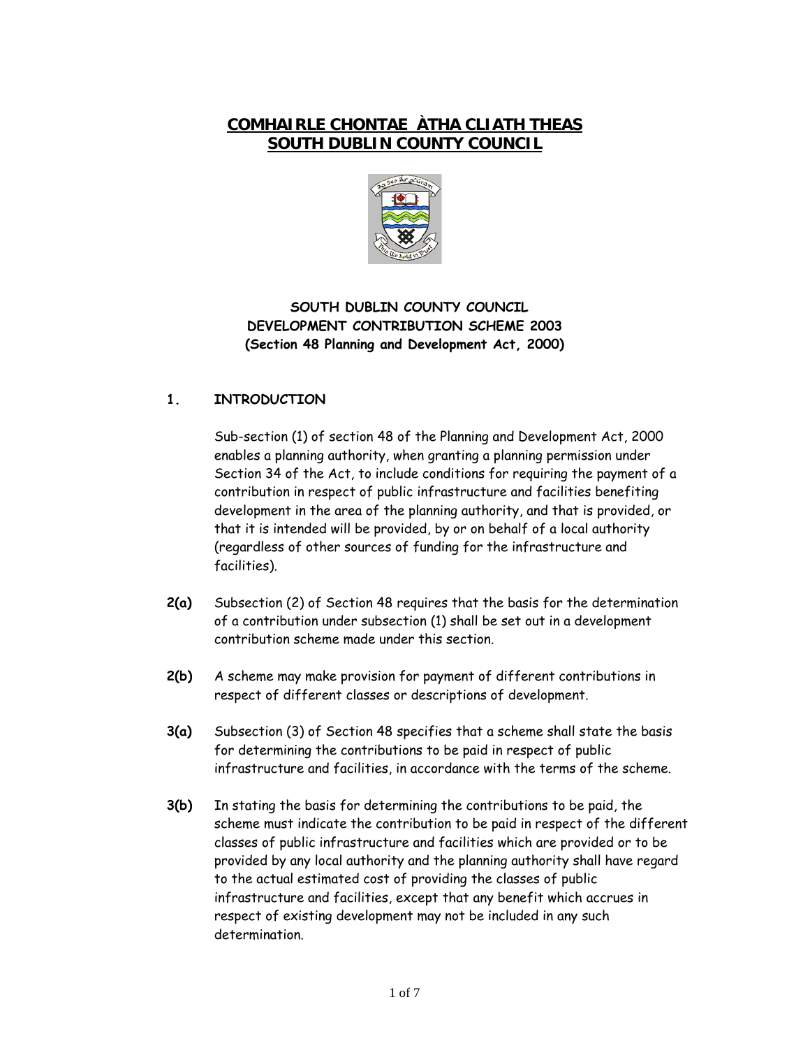# COMHAIRLE CHONTAE ÀTHA CLIATH THEAS
# SOUTH DUBLIN COUNTY COUNCIL

**SOUTH DUBLIN COUNTY COUNCIL**
**DEVELOPMENT CONTRIBUTION SCHEME 2003**
**(Section 48 Planning and Development Act, 2000)**

## 1. INTRODUCTION

Sub-section (1) of section 48 of the Planning and Development Act, 2000 enables a planning authority, when granting a planning permission under Section 34 of the Act, to include conditions for requiring the payment of a contribution in respect of public infrastructure and facilities benefiting development in the area of the planning authority, and that is provided, or that it is intended will be provided, by or on behalf of a local authority (regardless of other sources of funding for the infrastructure and facilities).

**2(a)** Subsection (2) of Section 48 requires that the basis for the determination of a contribution under subsection (1) shall be set out in a development contribution scheme made under this section.

**2(b)** A scheme may make provision for payment of different contributions in respect of different classes or descriptions of development.

**3(a)** Subsection (3) of Section 48 specifies that a scheme shall state the basis for determining the contributions to be paid in respect of public infrastructure and facilities, in accordance with the terms of the scheme.

**3(b)** In stating the basis for determining the contributions to be paid, the scheme must indicate the contribution to be paid in respect of the different classes of public infrastructure and facilities which are provided or to be provided by any local authority and the planning authority shall have regard to the actual estimated cost of providing the classes of public infrastructure and facilities, except that any benefit which accrues in respect of existing development may not be included in any such determination.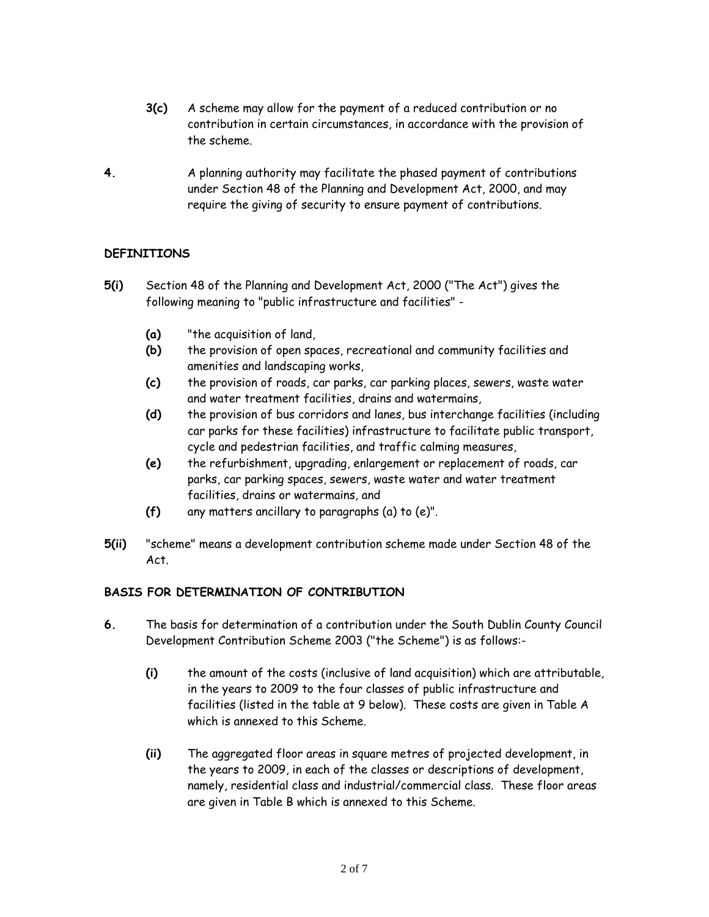**3(c)** A scheme may allow for the payment of a reduced contribution or no contribution in certain circumstances, in accordance with the provision of the scheme.

**4.** A planning authority may facilitate the phased payment of contributions under Section 48 of the Planning and Development Act, 2000, and may require the giving of security to ensure payment of contributions.

## DEFINITIONS

**5(i)** Section 48 of the Planning and Development Act, 2000 ("The Act") gives the following meaning to "public infrastructure and facilities" -

- **(a)** "the acquisition of land,
- **(b)** the provision of open spaces, recreational and community facilities and amenities and landscaping works,
- **(c)** the provision of roads, car parks, car parking places, sewers, waste water and water treatment facilities, drains and watermains,
- **(d)** the provision of bus corridors and lanes, bus interchange facilities (including car parks for these facilities) infrastructure to facilitate public transport, cycle and pedestrian facilities, and traffic calming measures,
- **(e)** the refurbishment, upgrading, enlargement or replacement of roads, car parks, car parking spaces, sewers, waste water and water treatment facilities, drains or watermains, and
- **(f)** any matters ancillary to paragraphs (a) to (e)".

**5(ii)** "scheme" means a development contribution scheme made under Section 48 of the Act.

## BASIS FOR DETERMINATION OF CONTRIBUTION

**6.** The basis for determination of a contribution under the South Dublin County Council Development Contribution Scheme 2003 ("the Scheme") is as follows:-

- **(i)** the amount of the costs (inclusive of land acquisition) which are attributable, in the years to 2009 to the four classes of public infrastructure and facilities (listed in the table at 9 below). These costs are given in Table A which is annexed to this Scheme.

- **(ii)** The aggregated floor areas in square metres of projected development, in the years to 2009, in each of the classes or descriptions of development, namely, residential class and industrial/commercial class. These floor areas are given in Table B which is annexed to this Scheme.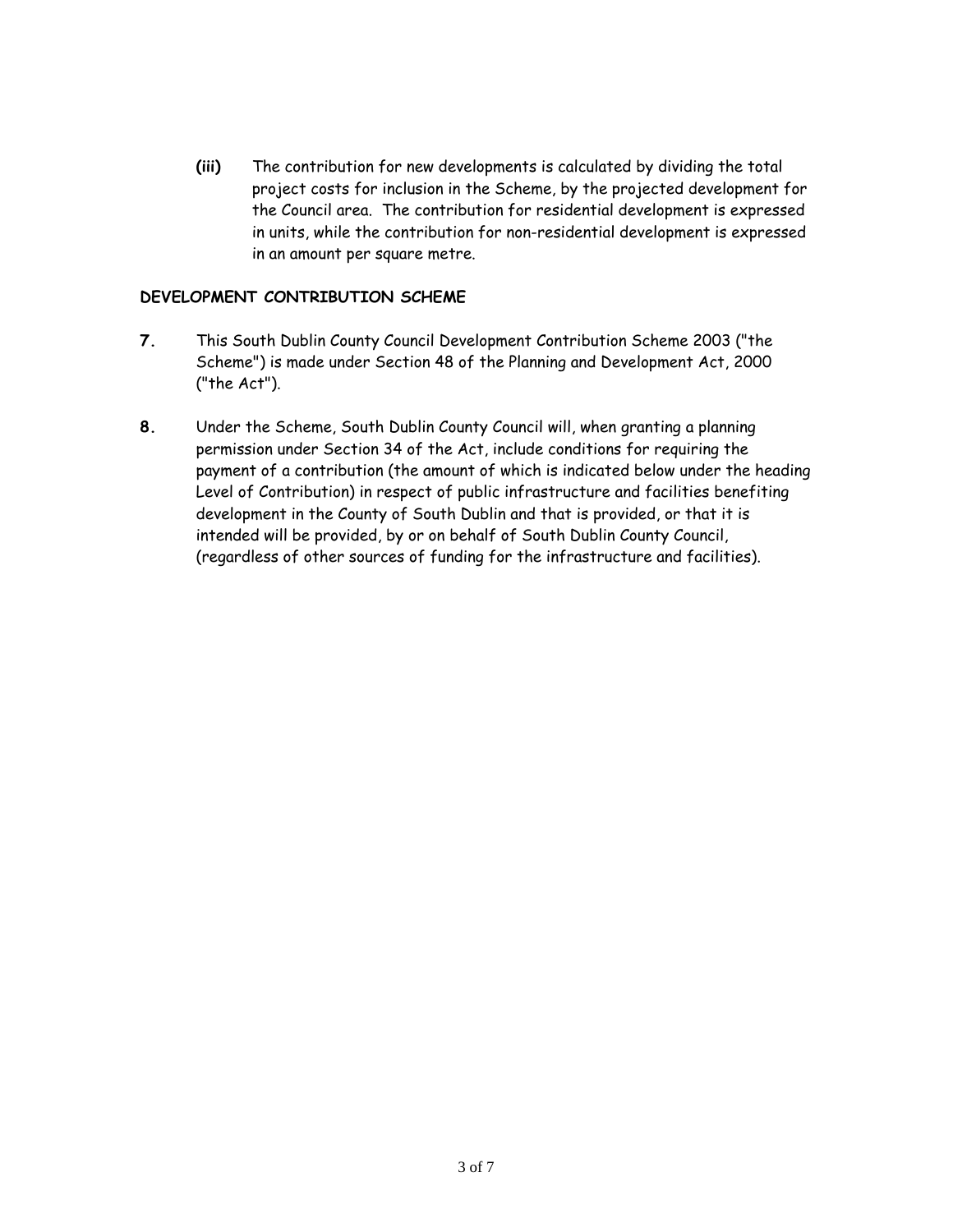**(iii)** The contribution for new developments is calculated by dividing the total project costs for inclusion in the Scheme, by the projected development for the Council area. The contribution for residential development is expressed in units, while the contribution for non-residential development is expressed in an amount per square metre.

## DEVELOPMENT CONTRIBUTION SCHEME

**7.** This South Dublin County Council Development Contribution Scheme 2003 ("the Scheme") is made under Section 48 of the Planning and Development Act, 2000 ("the Act").

**8.** Under the Scheme, South Dublin County Council will, when granting a planning permission under Section 34 of the Act, include conditions for requiring the payment of a contribution (the amount of which is indicated below under the heading Level of Contribution) in respect of public infrastructure and facilities benefiting development in the County of South Dublin and that is provided, or that it is intended will be provided, by or on behalf of South Dublin County Council, (regardless of other sources of funding for the infrastructure and facilities).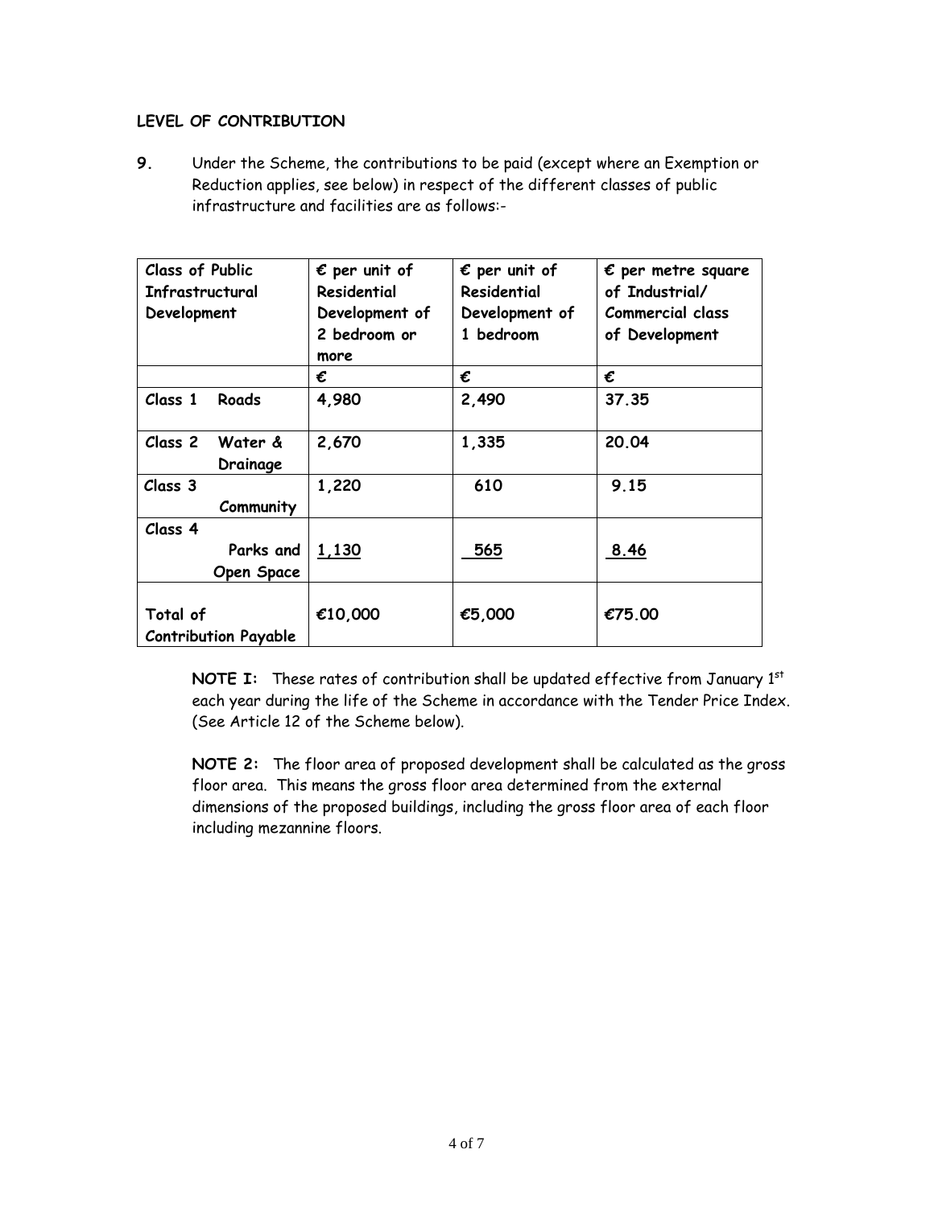**LEVEL OF CONTRIBUTION**

**9.** Under the Scheme, the contributions to be paid (except where an Exemption or Reduction applies, see below) in respect of the different classes of public infrastructure and facilities are as follows:-

| Class of Public Infrastructural Development | € per unit of Residential Development of 2 bedroom or more | € per unit of Residential Development of 1 bedroom | € per metre square of Industrial/ Commercial class of Development |
|---|---|---|---|
| | € | € | € |
| Class 1 Roads | 4,980 | 2,490 | 37.35 |
| Class 2 Water & Drainage | 2,670 | 1,335 | 20.04 |
| Class 3 Community | 1,220 | 610 | 9.15 |
| Class 4 Parks and Open Space | 1,130 | 565 | 8.46 |
| Total of Contribution Payable | €10,000 | €5,000 | €75.00 |

**NOTE I:** These rates of contribution shall be updated effective from January 1st each year during the life of the Scheme in accordance with the Tender Price Index. (See Article 12 of the Scheme below).

**NOTE 2:** The floor area of proposed development shall be calculated as the gross floor area. This means the gross floor area determined from the external dimensions of the proposed buildings, including the gross floor area of each floor including mezzannine floors.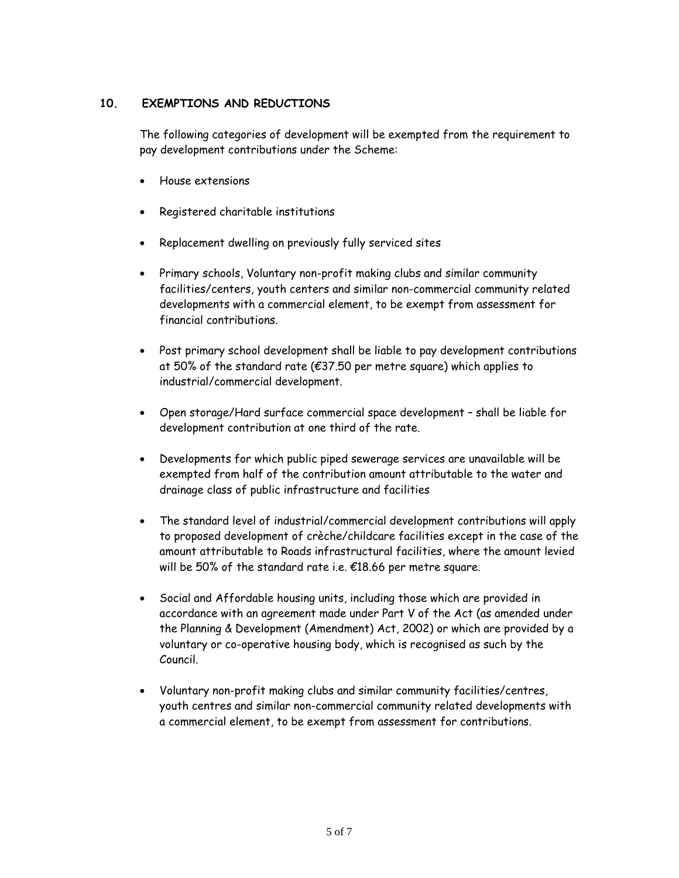## 10. EXEMPTIONS AND REDUCTIONS

The following categories of development will be exempted from the requirement to pay development contributions under the Scheme:

- House extensions
- Registered charitable institutions
- Replacement dwelling on previously fully serviced sites
- Primary schools, Voluntary non-profit making clubs and similar community facilities/centers, youth centers and similar non-commercial community related developments with a commercial element, to be exempt from assessment for financial contributions.
- Post primary school development shall be liable to pay development contributions at 50% of the standard rate (€37.50 per metre square) which applies to industrial/commercial development.
- Open storage/Hard surface commercial space development – shall be liable for development contribution at one third of the rate.
- Developments for which public piped sewerage services are unavailable will be exempted from half of the contribution amount attributable to the water and drainage class of public infrastructure and facilities
- The standard level of industrial/commercial development contributions will apply to proposed development of crèche/childcare facilities except in the case of the amount attributable to Roads infrastructural facilities, where the amount levied will be 50% of the standard rate i.e. €18.66 per metre square.
- Social and Affordable housing units, including those which are provided in accordance with an agreement made under Part V of the Act (as amended under the Planning & Development (Amendment) Act, 2002) or which are provided by a voluntary or co-operative housing body, which is recognised as such by the Council.
- Voluntary non-profit making clubs and similar community facilities/centres, youth centres and similar non-commercial community related developments with a commercial element, to be exempt from assessment for contributions.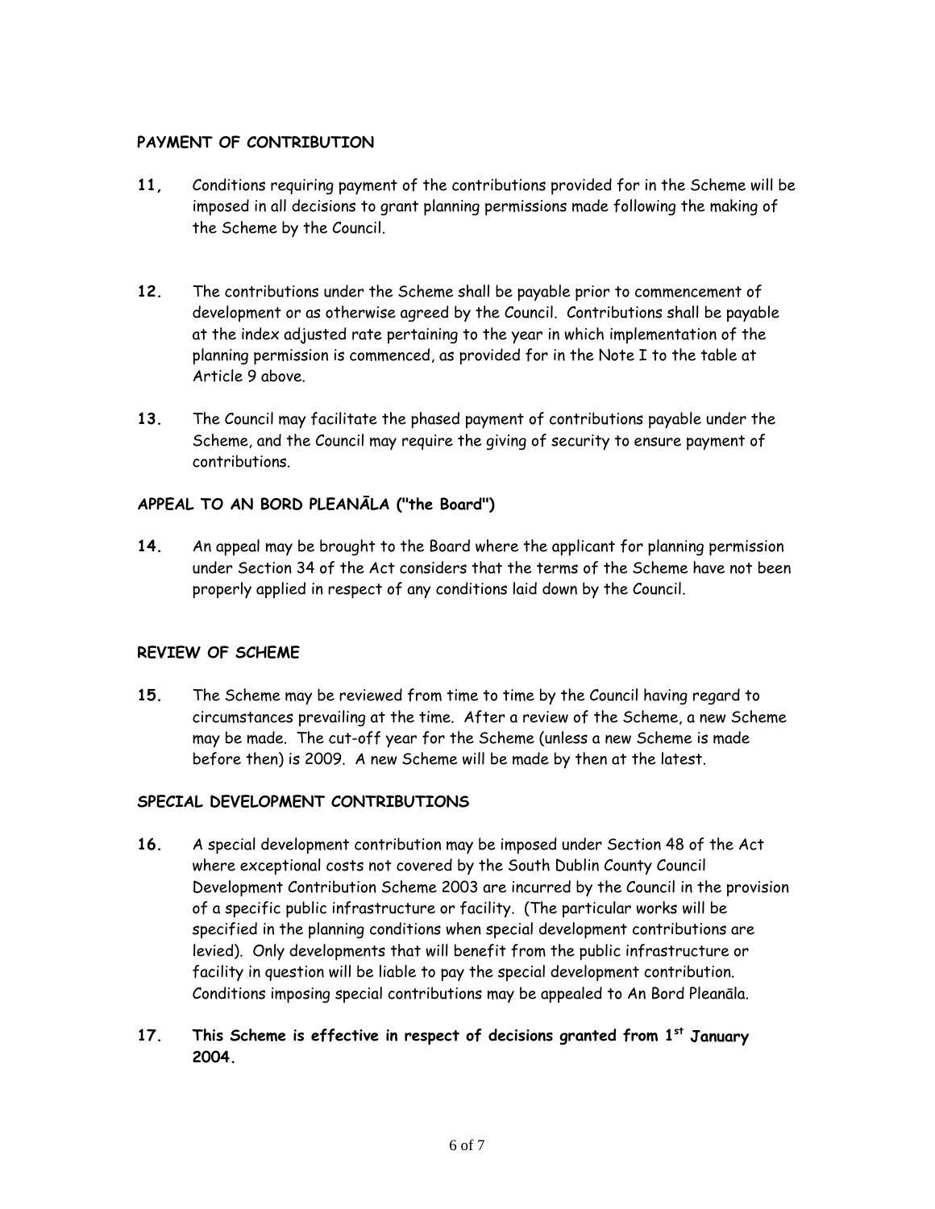## PAYMENT OF CONTRIBUTION

**11,** Conditions requiring payment of the contributions provided for in the Scheme will be imposed in all decisions to grant planning permissions made following the making of the Scheme by the Council.

**12.** The contributions under the Scheme shall be payable prior to commencement of development or as otherwise agreed by the Council. Contributions shall be payable at the index adjusted rate pertaining to the year in which implementation of the planning permission is commenced, as provided for in the Note I to the table at Article 9 above.

**13.** The Council may facilitate the phased payment of contributions payable under the Scheme, and the Council may require the giving of security to ensure payment of contributions.

## APPEAL TO AN BORD PLEANĀLA ("the Board")

**14.** An appeal may be brought to the Board where the applicant for planning permission under Section 34 of the Act considers that the terms of the Scheme have not been properly applied in respect of any conditions laid down by the Council.

## REVIEW OF SCHEME

**15.** The Scheme may be reviewed from time to time by the Council having regard to circumstances prevailing at the time. After a review of the Scheme, a new Scheme may be made. The cut-off year for the Scheme (unless a new Scheme is made before then) is 2009. A new Scheme will be made by then at the latest.

## SPECIAL DEVELOPMENT CONTRIBUTIONS

**16.** A special development contribution may be imposed under Section 48 of the Act where exceptional costs not covered by the South Dublin County Council Development Contribution Scheme 2003 are incurred by the Council in the provision of a specific public infrastructure or facility. (The particular works will be specified in the planning conditions when special development contributions are levied). Only developments that will benefit from the public infrastructure or facility in question will be liable to pay the special development contribution. Conditions imposing special contributions may be appealed to An Bord Pleanāla.

**17. This Scheme is effective in respect of decisions granted from 1st January 2004.**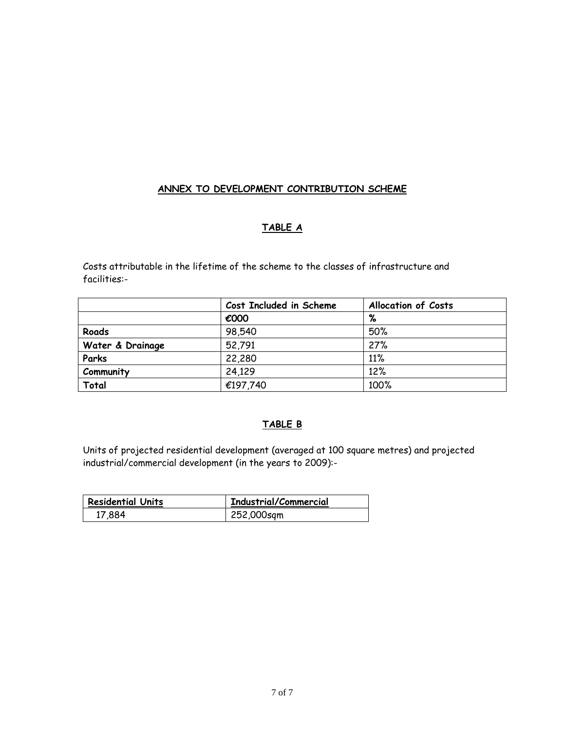## ANNEX TO DEVELOPMENT CONTRIBUTION SCHEME

### TABLE A

Costs attributable in the lifetime of the scheme to the classes of infrastructure and facilities:-

| | Cost Included in Scheme | Allocation of Costs |
|---|---|---|
| | €000 | % |
| **Roads** | 98,540 | 50% |
| **Water & Drainage** | 52,791 | 27% |
| **Parks** | 22,280 | 11% |
| **Community** | 24,129 | 12% |
| **Total** | €197,740 | 100% |

### TABLE B

Units of projected residential development (averaged at 100 square metres) and projected industrial/commercial development (in the years to 2009):-

| Residential Units | Industrial/Commercial |
|---|---|
| 17,884 | 252,000sqm |